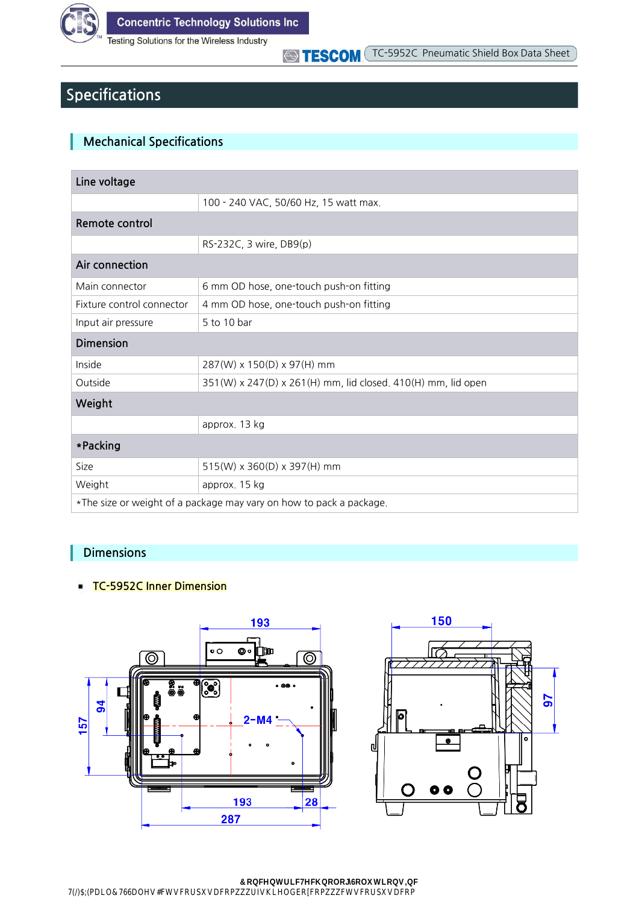# Specifications

## Mechanical Specifications

| | |
|---|---|
| **Line voltage** | |
| | 100 - 240 VAC, 50/60 Hz, 15 watt max. |
| **Remote control** | |
| | RS-232C, 3 wire, DB9(p) |
| **Air connection** | |
| Main connector | 6 mm OD hose, one-touch push-on fitting |
| Fixture control connector | 4 mm OD hose, one-touch push-on fitting |
| Input air pressure | 5 to 10 bar |
| **Dimension** | |
| Inside | 287(W) x 150(D) x 97(H) mm |
| Outside | 351(W) x 247(D) x 261(H) mm, lid closed. 410(H) mm, lid open |
| **Weight** | |
| | approx. 13 kg |
| ***Packing** | |
| Size | 515(W) x 360(D) x 397(H) mm |
| Weight | approx. 15 kg |
| *The size or weight of a package may vary on how to pack a package. | |

## Dimensions

- TC-5952C Inner Dimension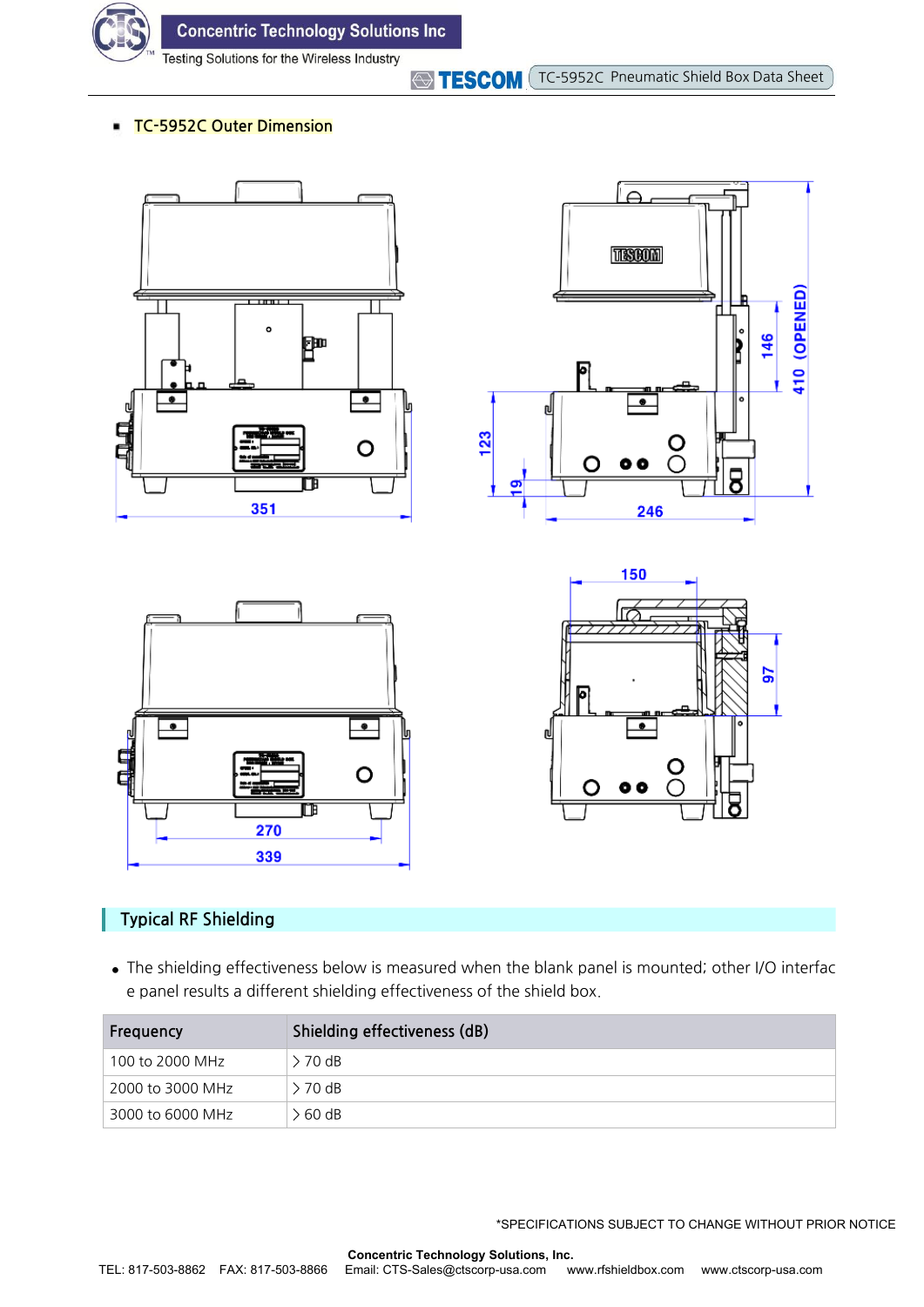- TC-5952C Outer Dimension

## Typical RF Shielding

- The shielding effectiveness below is measured when the blank panel is mounted; other I/O interface panel results a different shielding effectiveness of the shield box.

| Frequency | Shielding effectiveness (dB) |
|---|---|
| 100 to 2000 MHz | > 70 dB |
| 2000 to 3000 MHz | > 70 dB |
| 3000 to 6000 MHz | > 60 dB |

*SPECIFICATIONS SUBJECT TO CHANGE WITHOUT PRIOR NOTICE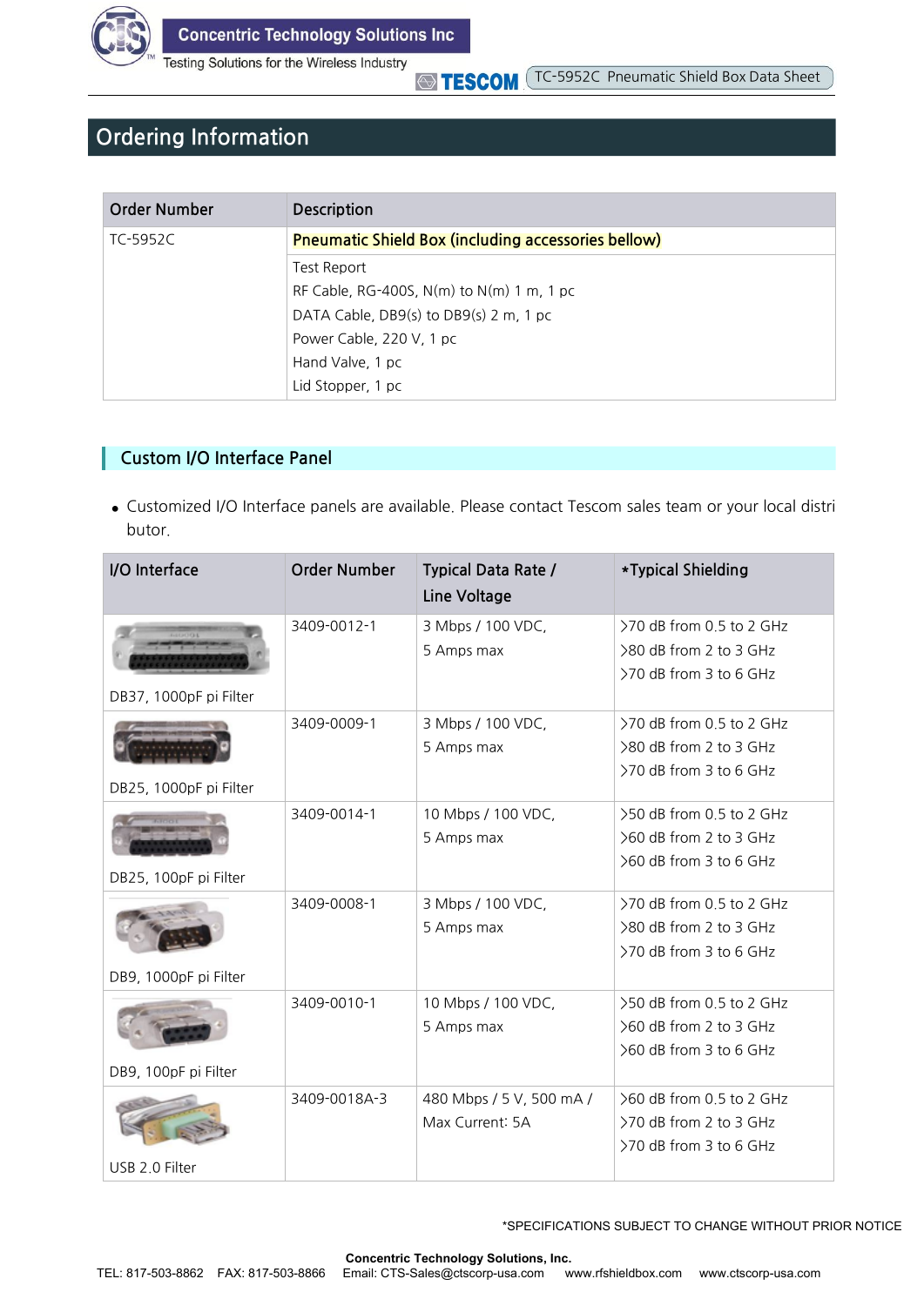## Ordering Information

| Order Number | Description |
|---|---|
| TC-5952C | Pneumatic Shield Box (including accessories bellow) |
| | Test Report<br>RF Cable, RG-400S, N(m) to N(m) 1 m, 1 pc<br>DATA Cable, DB9(s) to DB9(s) 2 m, 1 pc<br>Power Cable, 220 V, 1 pc<br>Hand Valve, 1 pc<br>Lid Stopper, 1 pc |

### Custom I/O Interface Panel

- Customized I/O Interface panels are available. Please contact Tescom sales team or your local distributor.

| I/O Interface | Order Number | Typical Data Rate / Line Voltage | *Typical Shielding |
|---|---|---|---|
| DB37, 1000pF pi Filter | 3409-0012-1 | 3 Mbps / 100 VDC,<br>5 Amps max | >70 dB from 0.5 to 2 GHz<br>>80 dB from 2 to 3 GHz<br>>70 dB from 3 to 6 GHz |
| DB25, 1000pF pi Filter | 3409-0009-1 | 3 Mbps / 100 VDC,<br>5 Amps max | >70 dB from 0.5 to 2 GHz<br>>80 dB from 2 to 3 GHz<br>>70 dB from 3 to 6 GHz |
| DB25, 100pF pi Filter | 3409-0014-1 | 10 Mbps / 100 VDC,<br>5 Amps max | >50 dB from 0.5 to 2 GHz<br>>60 dB from 2 to 3 GHz<br>>60 dB from 3 to 6 GHz |
| DB9, 1000pF pi Filter | 3409-0008-1 | 3 Mbps / 100 VDC,<br>5 Amps max | >70 dB from 0.5 to 2 GHz<br>>80 dB from 2 to 3 GHz<br>>70 dB from 3 to 6 GHz |
| DB9, 100pF pi Filter | 3409-0010-1 | 10 Mbps / 100 VDC,<br>5 Amps max | >50 dB from 0.5 to 2 GHz<br>>60 dB from 2 to 3 GHz<br>>60 dB from 3 to 6 GHz |
| USB 2.0 Filter | 3409-0018A-3 | 480 Mbps / 5 V, 500 mA /<br>Max Current: 5A | >60 dB from 0.5 to 2 GHz<br>>70 dB from 2 to 3 GHz<br>>70 dB from 3 to 6 GHz |

*SPECIFICATIONS SUBJECT TO CHANGE WITHOUT PRIOR NOTICE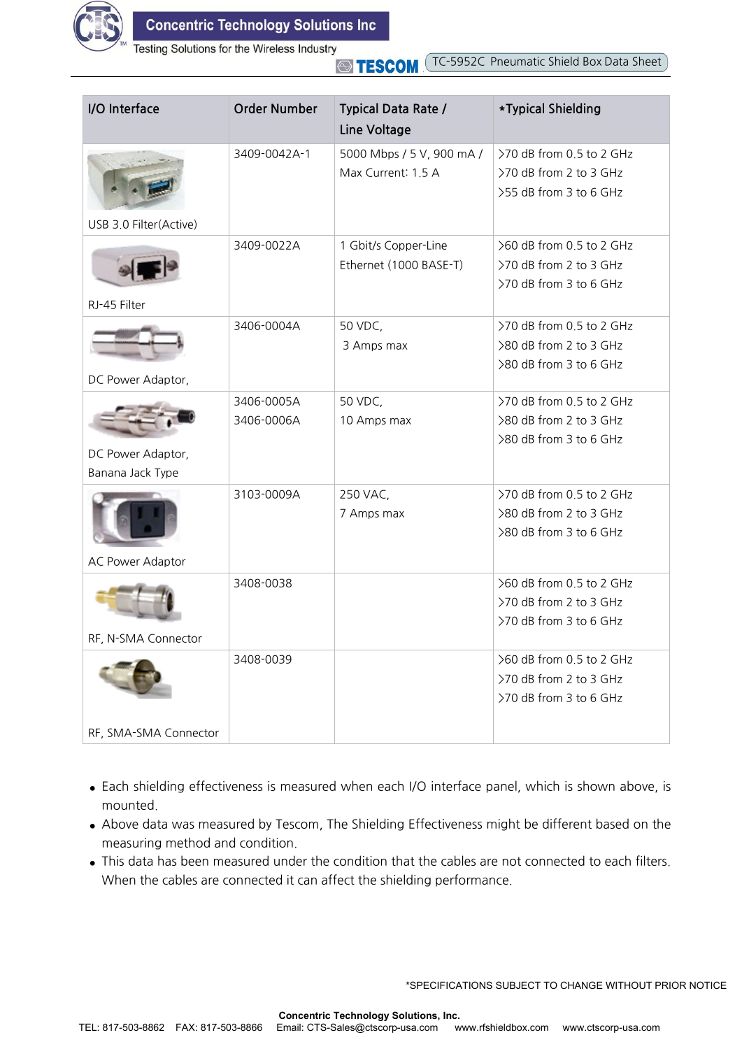| I/O Interface | Order Number | Typical Data Rate / Line Voltage | *Typical Shielding |
|---|---|---|---|
| USB 3.0 Filter(Active) | 3409-0042A-1 | 5000 Mbps / 5 V, 900 mA / Max Current: 1.5 A | >70 dB from 0.5 to 2 GHz<br>>70 dB from 2 to 3 GHz<br>>55 dB from 3 to 6 GHz |
| RJ-45 Filter | 3409-0022A | 1 Gbit/s Copper-Line Ethernet (1000 BASE-T) | >60 dB from 0.5 to 2 GHz<br>>70 dB from 2 to 3 GHz<br>>70 dB from 3 to 6 GHz |
| DC Power Adaptor, | 3406-0004A | 50 VDC,<br>3 Amps max | >70 dB from 0.5 to 2 GHz<br>>80 dB from 2 to 3 GHz<br>>80 dB from 3 to 6 GHz |
| DC Power Adaptor, Banana Jack Type | 3406-0005A<br>3406-0006A | 50 VDC,<br>10 Amps max | >70 dB from 0.5 to 2 GHz<br>>80 dB from 2 to 3 GHz<br>>80 dB from 3 to 6 GHz |
| AC Power Adaptor | 3103-0009A | 250 VAC,<br>7 Amps max | >70 dB from 0.5 to 2 GHz<br>>80 dB from 2 to 3 GHz<br>>80 dB from 3 to 6 GHz |
| RF, N-SMA Connector | 3408-0038 | | >60 dB from 0.5 to 2 GHz<br>>70 dB from 2 to 3 GHz<br>>70 dB from 3 to 6 GHz |
| RF, SMA-SMA Connector | 3408-0039 | | >60 dB from 0.5 to 2 GHz<br>>70 dB from 2 to 3 GHz<br>>70 dB from 3 to 6 GHz |

- Each shielding effectiveness is measured when each I/O interface panel, which is shown above, is mounted.
- Above data was measured by Tescom, The Shielding Effectiveness might be different based on the measuring method and condition.
- This data has been measured under the condition that the cables are not connected to each filters. When the cables are connected it can affect the shielding performance.

*SPECIFICATIONS SUBJECT TO CHANGE WITHOUT PRIOR NOTICE